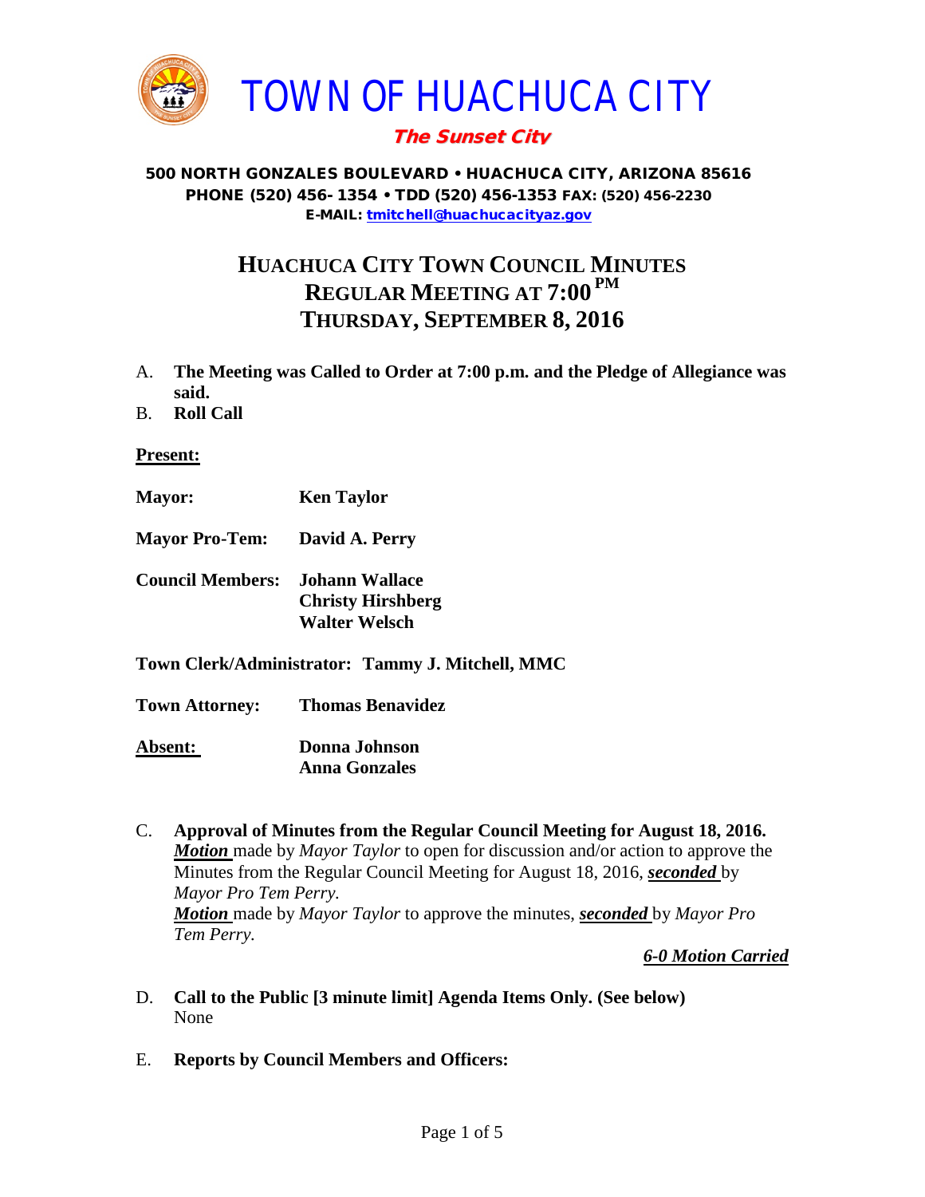# TOWN OF HUACHUCA CITY

***The Sunset City***

**500 NORTH GONZALES BOULEVARD • HUACHUCA CITY, ARIZONA 85616**
**PHONE (520) 456- 1354 • TDD (520) 456-1353 FAX: (520) 456-2230**
**E-MAIL: tmitchell@huachucacityaz.gov**

## HUACHUCA CITY TOWN COUNCIL MINUTES
## REGULAR MEETING AT 7:00 PM
## THURSDAY, SEPTEMBER 8, 2016

A. **The Meeting was Called to Order at 7:00 p.m. and the Pledge of Allegiance was said.**

B. **Roll Call**

**Present:**

**Mayor:** **Ken Taylor**

**Mayor Pro-Tem:** **David A. Perry**

**Council Members:** **Johann Wallace**
**Christy Hirshberg**
**Walter Welsch**

**Town Clerk/Administrator: Tammy J. Mitchell, MMC**

**Town Attorney:** **Thomas Benavidez**

**Absent:** **Donna Johnson**
**Anna Gonzales**

C. **Approval of Minutes from the Regular Council Meeting for August 18, 2016.**
***Motion*** made by *Mayor Taylor* to open for discussion and/or action to approve the Minutes from the Regular Council Meeting for August 18, 2016, ***seconded*** by *Mayor Pro Tem Perry.*
***Motion*** made by *Mayor Taylor* to approve the minutes, ***seconded*** by *Mayor Pro Tem Perry.*

***6-0 Motion Carried***

D. **Call to the Public [3 minute limit] Agenda Items Only. (See below)**
None

E. **Reports by Council Members and Officers:**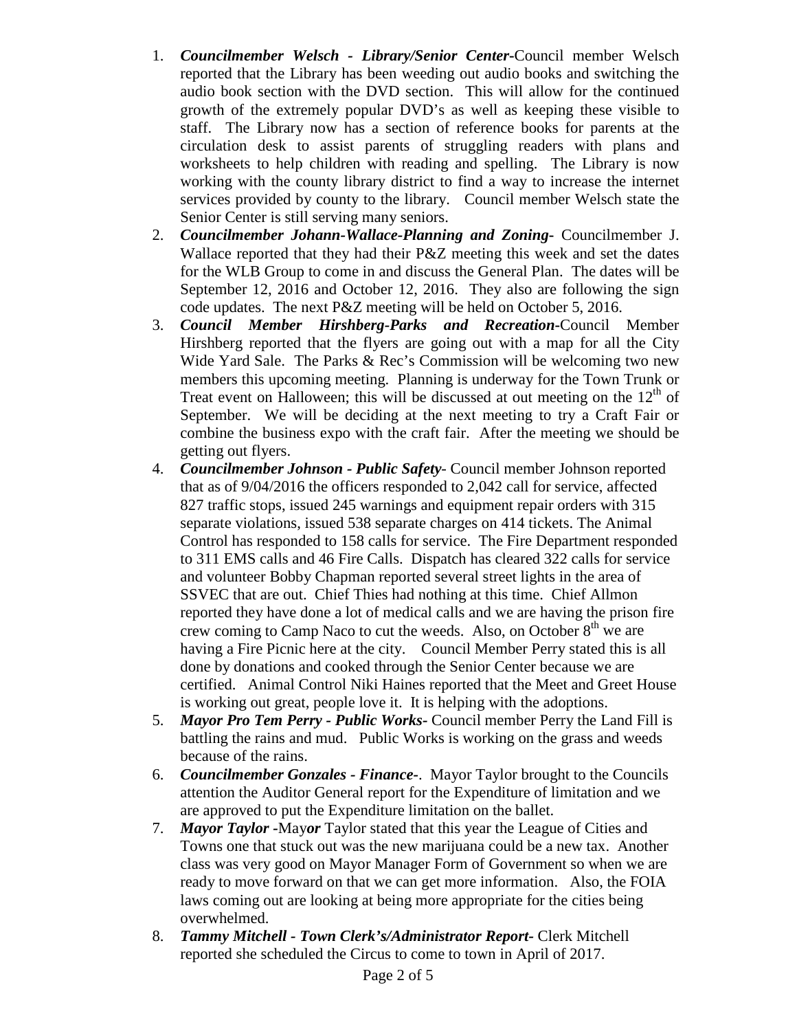1. ***Councilmember Welsch - Library/Senior Center-***Council member Welsch reported that the Library has been weeding out audio books and switching the audio book section with the DVD section. This will allow for the continued growth of the extremely popular DVD's as well as keeping these visible to staff. The Library now has a section of reference books for parents at the circulation desk to assist parents of struggling readers with plans and worksheets to help children with reading and spelling. The Library is now working with the county library district to find a way to increase the internet services provided by county to the library. Council member Welsch state the Senior Center is still serving many seniors.
2. ***Councilmember Johann-Wallace-Planning and Zoning-*** Councilmember J. Wallace reported that they had their P&Z meeting this week and set the dates for the WLB Group to come in and discuss the General Plan. The dates will be September 12, 2016 and October 12, 2016. They also are following the sign code updates. The next P&Z meeting will be held on October 5, 2016.
3. ***Council Member Hirshberg-Parks and Recreation-***Council Member Hirshberg reported that the flyers are going out with a map for all the City Wide Yard Sale. The Parks & Rec's Commission will be welcoming two new members this upcoming meeting. Planning is underway for the Town Trunk or Treat event on Halloween; this will be discussed at out meeting on the 12th of September. We will be deciding at the next meeting to try a Craft Fair or combine the business expo with the craft fair. After the meeting we should be getting out flyers.
4. ***Councilmember Johnson - Public Safety-*** Council member Johnson reported that as of 9/04/2016 the officers responded to 2,042 call for service, affected 827 traffic stops, issued 245 warnings and equipment repair orders with 315 separate violations, issued 538 separate charges on 414 tickets. The Animal Control has responded to 158 calls for service. The Fire Department responded to 311 EMS calls and 46 Fire Calls. Dispatch has cleared 322 calls for service and volunteer Bobby Chapman reported several street lights in the area of SSVEC that are out. Chief Thies had nothing at this time. Chief Allmon reported they have done a lot of medical calls and we are having the prison fire crew coming to Camp Naco to cut the weeds. Also, on October 8th we are having a Fire Picnic here at the city. Council Member Perry stated this is all done by donations and cooked through the Senior Center because we are certified. Animal Control Niki Haines reported that the Meet and Greet House is working out great, people love it. It is helping with the adoptions.
5. ***Mayor Pro Tem Perry - Public Works-*** Council member Perry the Land Fill is battling the rains and mud. Public Works is working on the grass and weeds because of the rains.
6. ***Councilmember Gonzales - Finance-***. Mayor Taylor brought to the Councils attention the Auditor General report for the Expenditure of limitation and we are approved to put the Expenditure limitation on the ballet.
7. ***Mayor Taylor -***May***or*** Taylor stated that this year the League of Cities and Towns one that stuck out was the new marijuana could be a new tax. Another class was very good on Mayor Manager Form of Government so when we are ready to move forward on that we can get more information. Also, the FOIA laws coming out are looking at being more appropriate for the cities being overwhelmed.
8. ***Tammy Mitchell - Town Clerk's/Administrator Report-*** Clerk Mitchell reported she scheduled the Circus to come to town in April of 2017.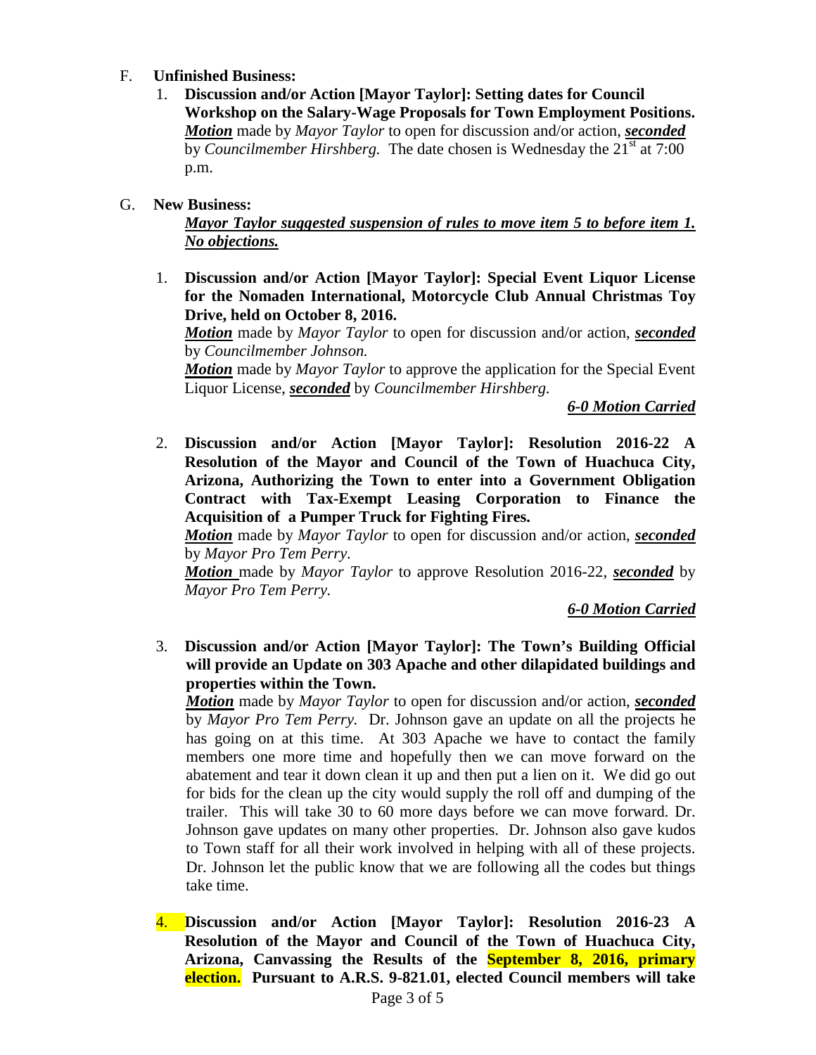F. **Unfinished Business:**

1. **Discussion and/or Action [Mayor Taylor]: Setting dates for Council Workshop on the Salary-Wage Proposals for Town Employment Positions.**
   ***Motion*** made by *Mayor Taylor* to open for discussion and/or action, ***seconded*** by *Councilmember Hirshberg.* The date chosen is Wednesday the 21st at 7:00 p.m.

G. **New Business:**

***Mayor Taylor suggested suspension of rules to move item 5 to before item 1. No objections.***

1. **Discussion and/or Action [Mayor Taylor]: Special Event Liquor License for the Nomaden International, Motorcycle Club Annual Christmas Toy Drive, held on October 8, 2016.**
   ***Motion*** made by *Mayor Taylor* to open for discussion and/or action, ***seconded*** by *Councilmember Johnson.*
   ***Motion*** made by *Mayor Taylor* to approve the application for the Special Event Liquor License, ***seconded*** by *Councilmember Hirshberg.*

   ***6-0 Motion Carried***

2. **Discussion and/or Action [Mayor Taylor]: Resolution 2016-22 A Resolution of the Mayor and Council of the Town of Huachuca City, Arizona, Authorizing the Town to enter into a Government Obligation Contract with Tax-Exempt Leasing Corporation to Finance the Acquisition of a Pumper Truck for Fighting Fires.**
   ***Motion*** made by *Mayor Taylor* to open for discussion and/or action, ***seconded*** by *Mayor Pro Tem Perry.*
   ***Motion*** made by *Mayor Taylor* to approve Resolution 2016-22, ***seconded*** by *Mayor Pro Tem Perry.*

   ***6-0 Motion Carried***

3. **Discussion and/or Action [Mayor Taylor]: The Town's Building Official will provide an Update on 303 Apache and other dilapidated buildings and properties within the Town.**
   ***Motion*** made by *Mayor Taylor* to open for discussion and/or action, ***seconded*** by *Mayor Pro Tem Perry.* Dr. Johnson gave an update on all the projects he has going on at this time. At 303 Apache we have to contact the family members one more time and hopefully then we can move forward on the abatement and tear it down clean it up and then put a lien on it. We did go out for bids for the clean up the city would supply the roll off and dumping of the trailer. This will take 30 to 60 more days before we can move forward. Dr. Johnson gave updates on many other properties. Dr. Johnson also gave kudos to Town staff for all their work involved in helping with all of these projects. Dr. Johnson let the public know that we are following all the codes but things take time.

4. **Discussion and/or Action [Mayor Taylor]: Resolution 2016-23 A Resolution of the Mayor and Council of the Town of Huachuca City, Arizona, Canvassing the Results of the September 8, 2016, primary election. Pursuant to A.R.S. 9-821.01, elected Council members will take**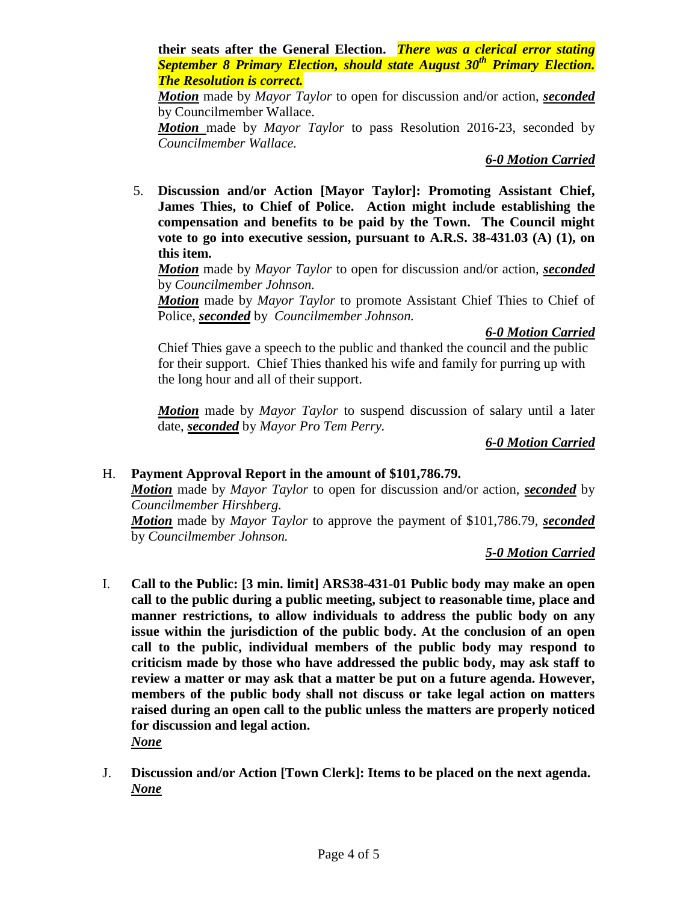**their seats after the General Election.** ***There was a clerical error stating September 8 Primary Election, should state August 30th Primary Election. The Resolution is correct.***

***Motion*** made by *Mayor Taylor* to open for discussion and/or action, ***seconded*** by Councilmember Wallace.

***Motion*** made by *Mayor Taylor* to pass Resolution 2016-23, seconded by *Councilmember Wallace.*

***6-0 Motion Carried***

5. **Discussion and/or Action [Mayor Taylor]: Promoting Assistant Chief, James Thies, to Chief of Police. Action might include establishing the compensation and benefits to be paid by the Town. The Council might vote to go into executive session, pursuant to A.R.S. 38-431.03 (A) (1), on this item.**

   ***Motion*** made by *Mayor Taylor* to open for discussion and/or action, ***seconded*** by *Councilmember Johnson.*

   ***Motion*** made by *Mayor Taylor* to promote Assistant Chief Thies to Chief of Police, ***seconded*** by *Councilmember Johnson.*

   ***6-0 Motion Carried***

   Chief Thies gave a speech to the public and thanked the council and the public for their support. Chief Thies thanked his wife and family for purring up with the long hour and all of their support.

   ***Motion*** made by *Mayor Taylor* to suspend discussion of salary until a later date, ***seconded*** by *Mayor Pro Tem Perry.*

   ***6-0 Motion Carried***

H. **Payment Approval Report in the amount of $101,786.79.**

***Motion*** made by *Mayor Taylor* to open for discussion and/or action, ***seconded*** by *Councilmember Hirshberg.*

***Motion*** made by *Mayor Taylor* to approve the payment of $101,786.79, ***seconded*** by *Councilmember Johnson.*

***5-0 Motion Carried***

I. **Call to the Public: [3 min. limit] ARS38-431-01 Public body may make an open call to the public during a public meeting, subject to reasonable time, place and manner restrictions, to allow individuals to address the public body on any issue within the jurisdiction of the public body. At the conclusion of an open call to the public, individual members of the public body may respond to criticism made by those who have addressed the public body, may ask staff to review a matter or may ask that a matter be put on a future agenda. However, members of the public body shall not discuss or take legal action on matters raised during an open call to the public unless the matters are properly noticed for discussion and legal action.**

***None***

J. **Discussion and/or Action [Town Clerk]: Items to be placed on the next agenda.**

***None***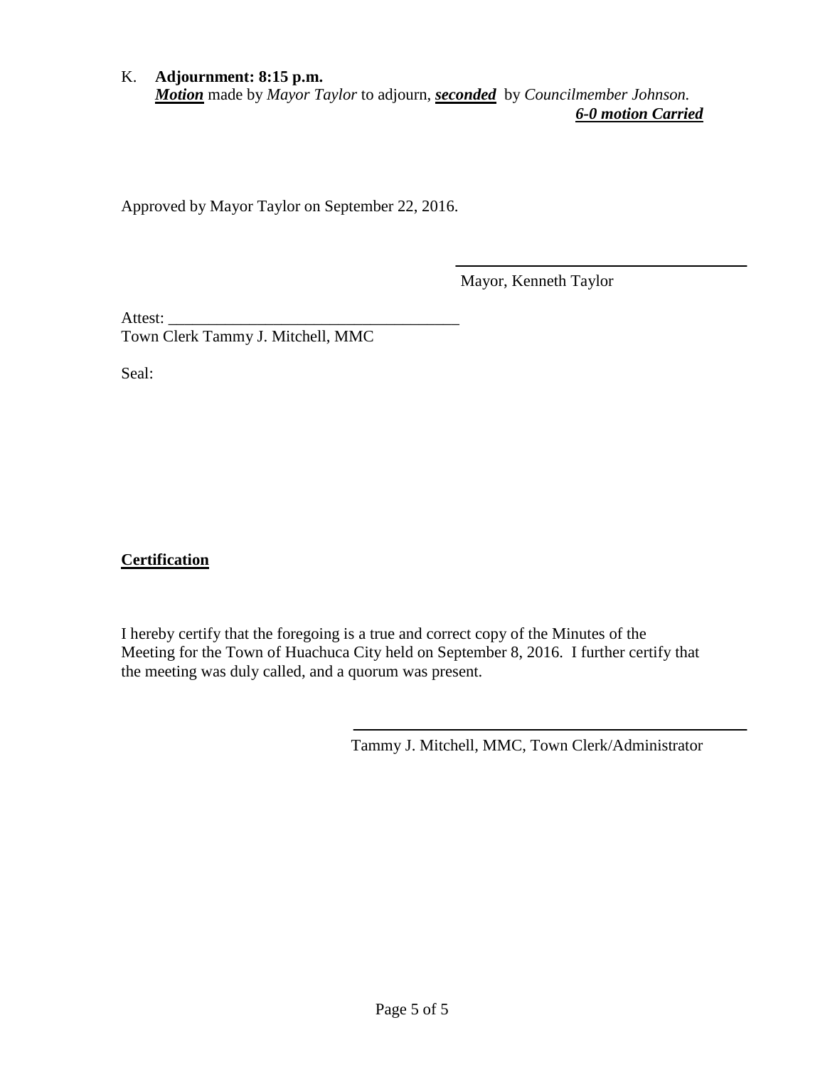K. **Adjournment: 8:15 p.m.**
***Motion*** made by *Mayor Taylor* to adjourn, ***seconded*** by *Councilmember Johnson.*
***6-0 motion Carried***

Approved by Mayor Taylor on September 22, 2016.

\_\_\_\_\_\_\_\_\_\_\_\_\_\_\_\_\_\_\_\_\_\_\_\_\_\_\_\_\_\_\_\_\_\_\_\_
Mayor, Kenneth Taylor

Attest: \_\_\_\_\_\_\_\_\_\_\_\_\_\_\_\_\_\_\_\_\_\_\_\_\_\_\_\_\_\_\_\_\_\_\_\_
Town Clerk Tammy J. Mitchell, MMC

Seal:

**Certification**

I hereby certify that the foregoing is a true and correct copy of the Minutes of the Meeting for the Town of Huachuca City held on September 8, 2016. I further certify that the meeting was duly called, and a quorum was present.

\_\_\_\_\_\_\_\_\_\_\_\_\_\_\_\_\_\_\_\_\_\_\_\_\_\_\_\_\_\_\_\_\_\_\_\_\_\_\_\_\_\_\_\_
Tammy J. Mitchell, MMC, Town Clerk/Administrator